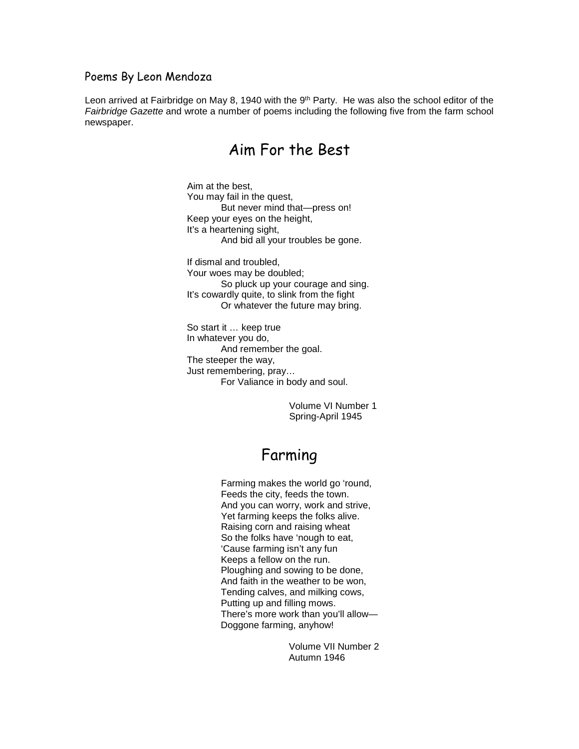## Poems By Leon Mendoza

Leon arrived at Fairbridge on May 8, 1940 with the 9th Party. He was also the school editor of the *Fairbridge Gazette* and wrote a number of poems including the following five from the farm school newspaper.

# Aim For the Best

Aim at the best,  
You may fail in the quest,  
But never mind that—press on!  
Keep your eyes on the height,  
It's a heartening sight,  
And bid all your troubles be gone.

If dismal and troubled,  
Your woes may be doubled;  
So pluck up your courage and sing.  
It's cowardly quite, to slink from the fight  
Or whatever the future may bring.

So start it … keep true  
In whatever you do,  
And remember the goal.  
The steeper the way,  
Just remembering, pray…  
For Valiance in body and soul.

Volume VI Number 1  
Spring-April 1945

# Farming

Farming makes the world go 'round,  
Feeds the city, feeds the town.  
And you can worry, work and strive,  
Yet farming keeps the folks alive.  
Raising corn and raising wheat  
So the folks have 'nough to eat,  
'Cause farming isn't any fun  
Keeps a fellow on the run.  
Ploughing and sowing to be done,  
And faith in the weather to be won,  
Tending calves, and milking cows,  
Putting up and filling mows.  
There's more work than you'll allow—  
Doggone farming, anyhow!

Volume VII Number 2  
Autumn 1946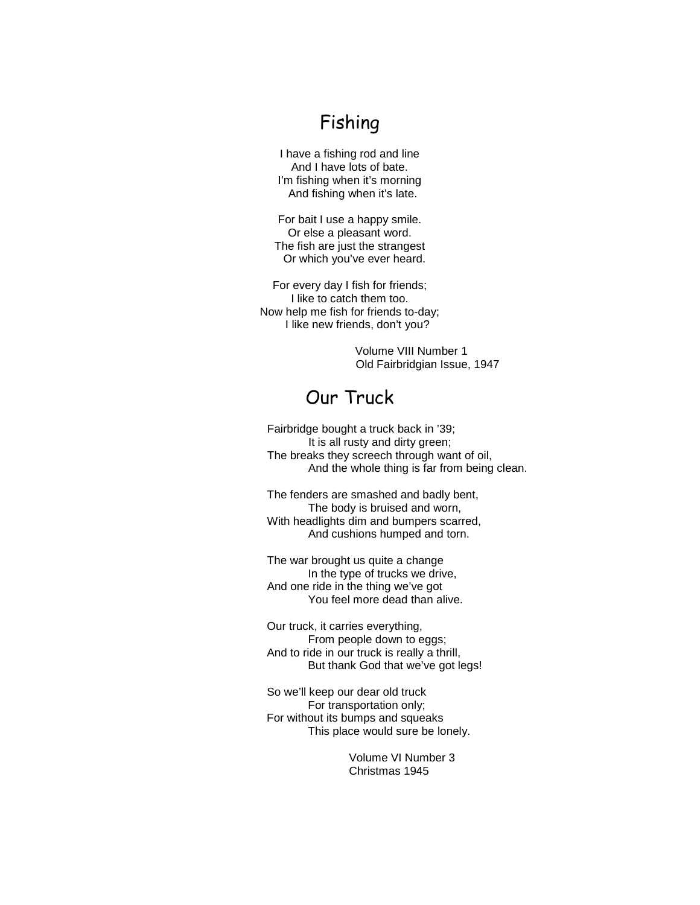## Fishing

I have a fishing rod and line  
And I have lots of bate.  
I'm fishing when it's morning  
And fishing when it's late.

For bait I use a happy smile.  
Or else a pleasant word.  
The fish are just the strangest  
Or which you've ever heard.

For every day I fish for friends;  
I like to catch them too.  
Now help me fish for friends to-day;  
I like new friends, don't you?

Volume VIII Number 1  
Old Fairbridgian Issue, 1947

## Our Truck

Fairbridge bought a truck back in '39;  
It is all rusty and dirty green;  
The breaks they screech through want of oil,  
And the whole thing is far from being clean.

The fenders are smashed and badly bent,  
The body is bruised and worn,  
With headlights dim and bumpers scarred,  
And cushions humped and torn.

The war brought us quite a change  
In the type of trucks we drive,  
And one ride in the thing we've got  
You feel more dead than alive.

Our truck, it carries everything,  
From people down to eggs;  
And to ride in our truck is really a thrill,  
But thank God that we've got legs!

So we'll keep our dear old truck  
For transportation only;  
For without its bumps and squeaks  
This place would sure be lonely.

Volume VI Number 3  
Christmas 1945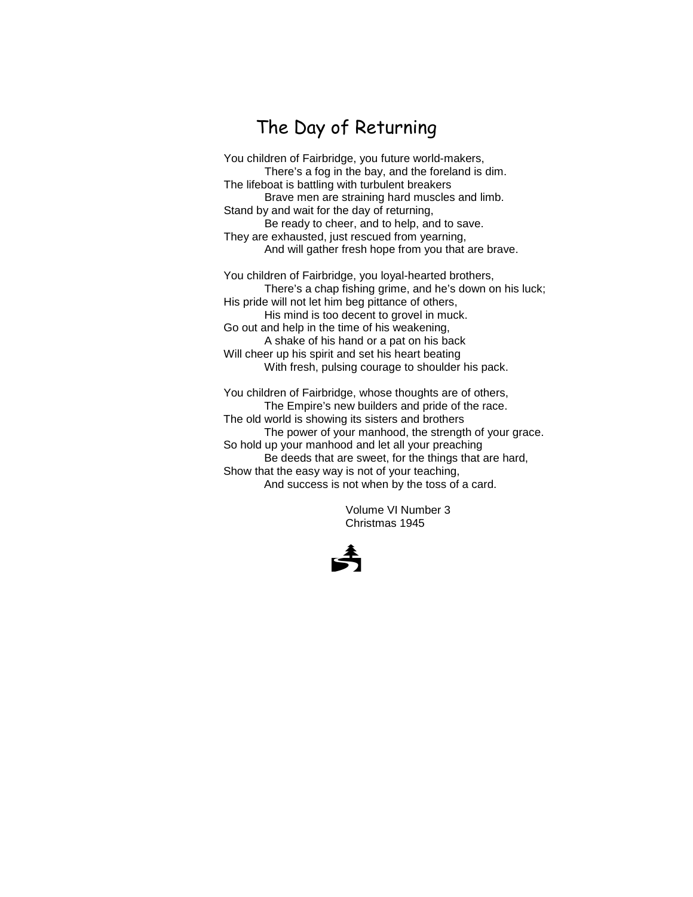# The Day of Returning

You children of Fairbridge, you future world-makers,
&nbsp;&nbsp;&nbsp;&nbsp;&nbsp;&nbsp;&nbsp;&nbsp;There's a fog in the bay, and the foreland is dim.
The lifeboat is battling with turbulent breakers
&nbsp;&nbsp;&nbsp;&nbsp;&nbsp;&nbsp;&nbsp;&nbsp;Brave men are straining hard muscles and limb.
Stand by and wait for the day of returning,
&nbsp;&nbsp;&nbsp;&nbsp;&nbsp;&nbsp;&nbsp;&nbsp;Be ready to cheer, and to help, and to save.
They are exhausted, just rescued from yearning,
&nbsp;&nbsp;&nbsp;&nbsp;&nbsp;&nbsp;&nbsp;&nbsp;And will gather fresh hope from you that are brave.

You children of Fairbridge, you loyal-hearted brothers,
&nbsp;&nbsp;&nbsp;&nbsp;&nbsp;&nbsp;&nbsp;&nbsp;There's a chap fishing grime, and he's down on his luck;
His pride will not let him beg pittance of others,
&nbsp;&nbsp;&nbsp;&nbsp;&nbsp;&nbsp;&nbsp;&nbsp;His mind is too decent to grovel in muck.
Go out and help in the time of his weakening,
&nbsp;&nbsp;&nbsp;&nbsp;&nbsp;&nbsp;&nbsp;&nbsp;A shake of his hand or a pat on his back
Will cheer up his spirit and set his heart beating
&nbsp;&nbsp;&nbsp;&nbsp;&nbsp;&nbsp;&nbsp;&nbsp;With fresh, pulsing courage to shoulder his pack.

You children of Fairbridge, whose thoughts are of others,
&nbsp;&nbsp;&nbsp;&nbsp;&nbsp;&nbsp;&nbsp;&nbsp;The Empire's new builders and pride of the race.
The old world is showing its sisters and brothers
&nbsp;&nbsp;&nbsp;&nbsp;&nbsp;&nbsp;&nbsp;&nbsp;The power of your manhood, the strength of your grace.
So hold up your manhood and let all your preaching
&nbsp;&nbsp;&nbsp;&nbsp;&nbsp;&nbsp;&nbsp;&nbsp;Be deeds that are sweet, for the things that are hard,
Show that the easy way is not of your teaching,
&nbsp;&nbsp;&nbsp;&nbsp;&nbsp;&nbsp;&nbsp;&nbsp;And success is not when by the toss of a card.

Volume VI Number 3
Christmas 1945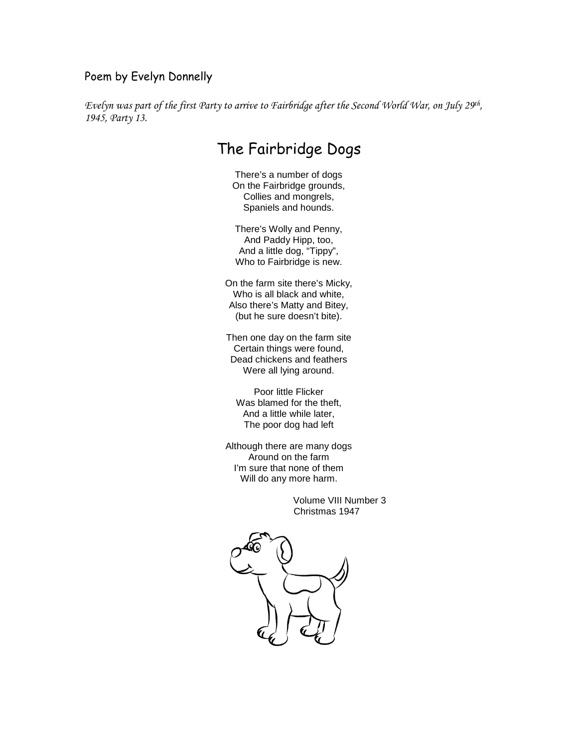Poem by Evelyn Donnelly

*Evelyn was part of the first Party to arrive to Fairbridge after the Second World War, on July 29th, 1945, Party 13.*

# The Fairbridge Dogs

There's a number of dogs
On the Fairbridge grounds,
Collies and mongrels,
Spaniels and hounds.

There's Wolly and Penny,
And Paddy Hipp, too,
And a little dog, "Tippy",
Who to Fairbridge is new.

On the farm site there's Micky,
Who is all black and white,
Also there's Matty and Bitey,
(but he sure doesn't bite).

Then one day on the farm site
Certain things were found,
Dead chickens and feathers
Were all lying around.

Poor little Flicker
Was blamed for the theft,
And a little while later,
The poor dog had left

Although there are many dogs
Around on the farm
I'm sure that none of them
Will do any more harm.

Volume VIII Number 3
Christmas 1947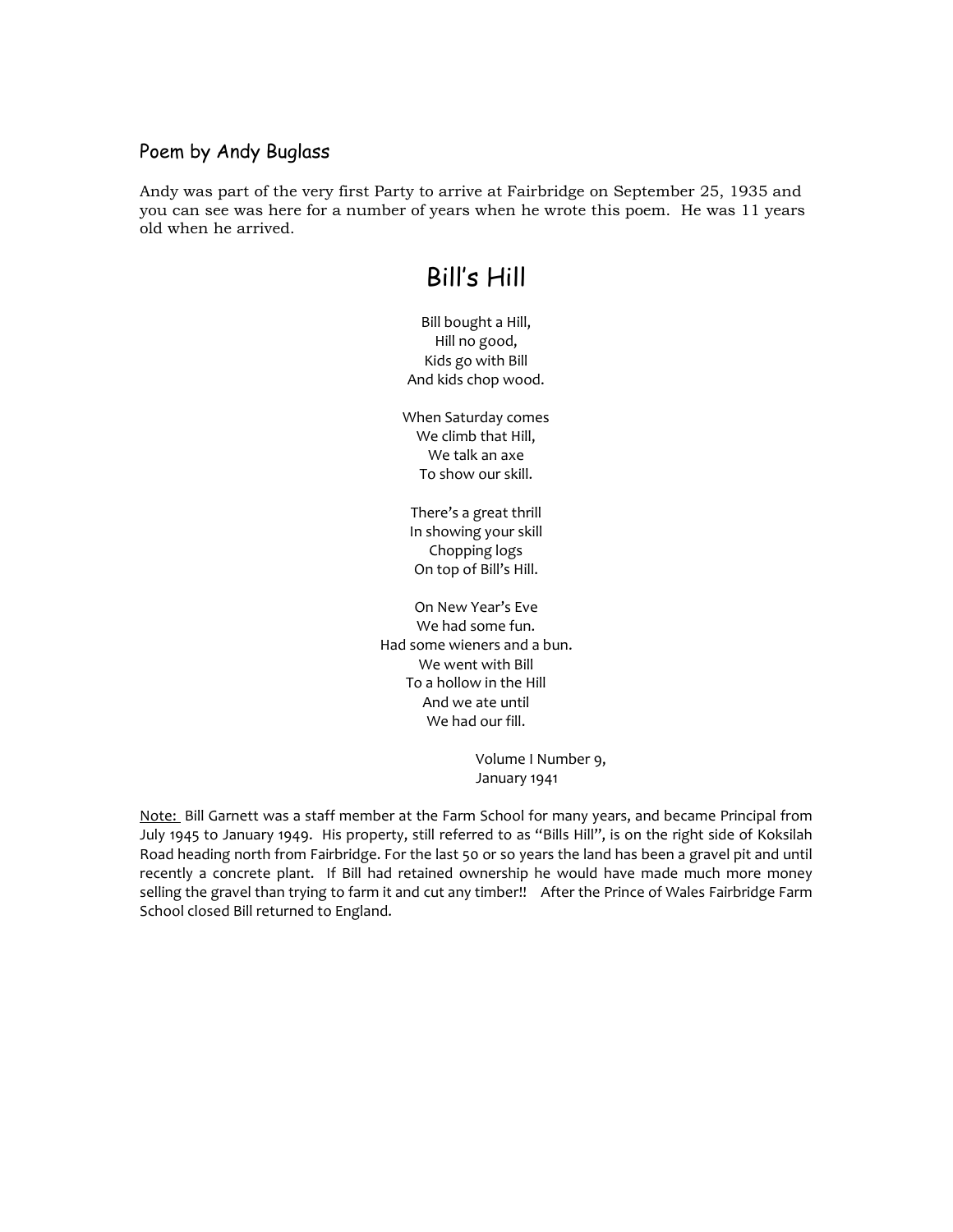## Poem by Andy Buglass

Andy was part of the very first Party to arrive at Fairbridge on September 25, 1935 and you can see was here for a number of years when he wrote this poem. He was 11 years old when he arrived.

# Bill's Hill

Bill bought a Hill,  
Hill no good,  
Kids go with Bill  
And kids chop wood.

When Saturday comes  
We climb that Hill,  
We talk an axe  
To show our skill.

There's a great thrill  
In showing your skill  
Chopping logs  
On top of Bill's Hill.

On New Year's Eve  
We had some fun.  
Had some wieners and a bun.  
We went with Bill  
To a hollow in the Hill  
And we ate until  
We had our fill.

Volume I Number 9,  
January 1941

Note: Bill Garnett was a staff member at the Farm School for many years, and became Principal from July 1945 to January 1949. His property, still referred to as "Bills Hill", is on the right side of Koksilah Road heading north from Fairbridge. For the last 50 or so years the land has been a gravel pit and until recently a concrete plant. If Bill had retained ownership he would have made much more money selling the gravel than trying to farm it and cut any timber!! After the Prince of Wales Fairbridge Farm School closed Bill returned to England.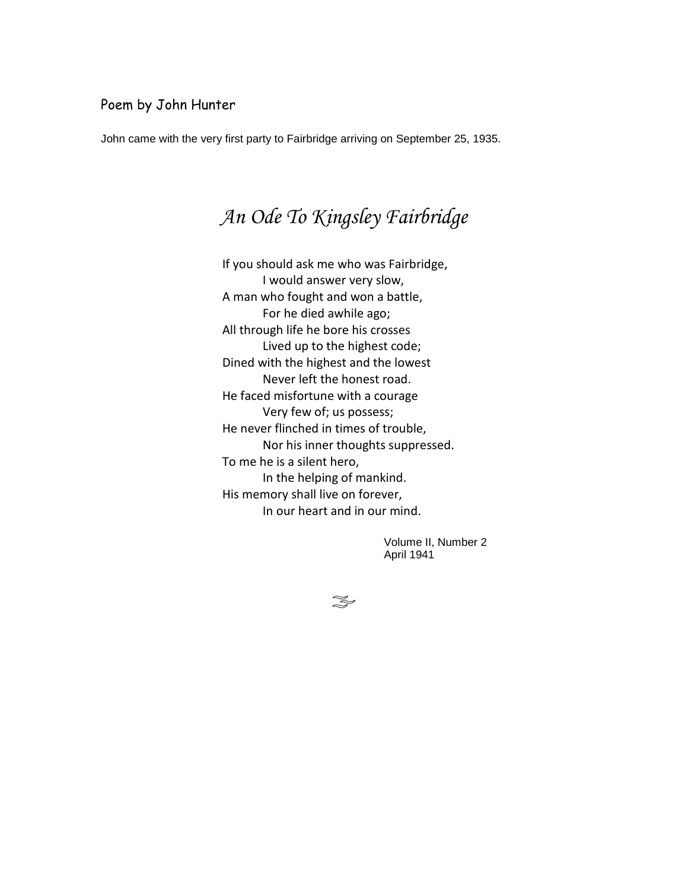Poem by John Hunter

John came with the very first party to Fairbridge arriving on September 25, 1935.

# *An Ode To Kingsley Fairbridge*

If you should ask me who was Fairbridge,
    I would answer very slow,
A man who fought and won a battle,
    For he died awhile ago;
All through life he bore his crosses
    Lived up to the highest code;
Dined with the highest and the lowest
    Never left the honest road.
He faced misfortune with a courage
    Very few of; us possess;
He never flinched in times of trouble,
    Nor his inner thoughts suppressed.
To me he is a silent hero,
    In the helping of mankind.
His memory shall live on forever,
    In our heart and in our mind.

Volume II, Number 2
April 1941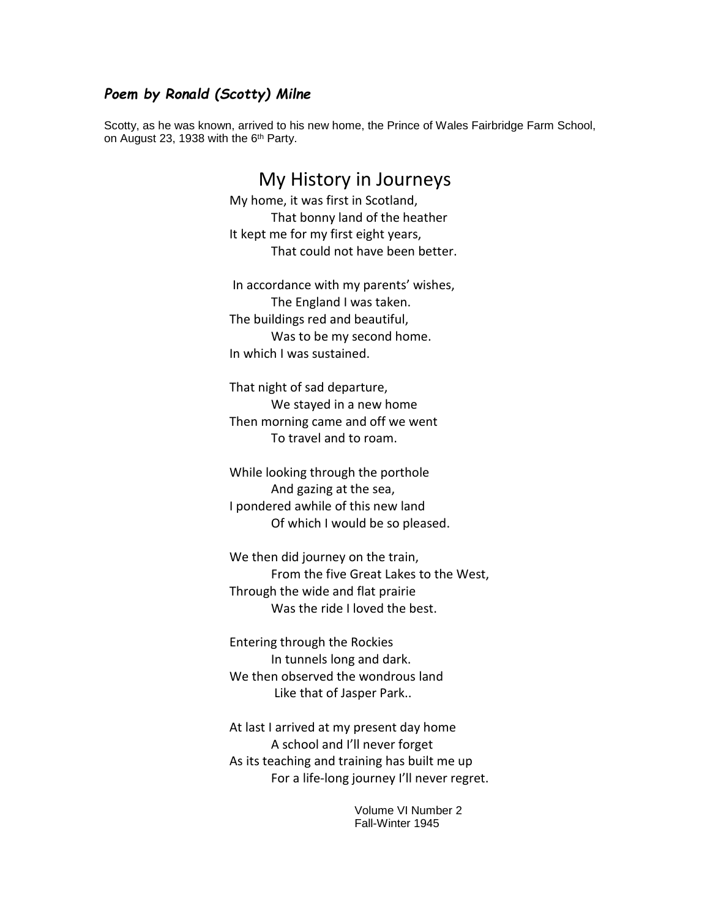## *Poem by Ronald (Scotty) Milne*

Scotty, as he was known, arrived to his new home, the Prince of Wales Fairbridge Farm School, on August 23, 1938 with the 6th Party.

# My History in Journeys

My home, it was first in Scotland,
That bonny land of the heather
It kept me for my first eight years,
That could not have been better.

In accordance with my parents' wishes,
The England I was taken.
The buildings red and beautiful,
Was to be my second home.
In which I was sustained.

That night of sad departure,
We stayed in a new home
Then morning came and off we went
To travel and to roam.

While looking through the porthole
And gazing at the sea,
I pondered awhile of this new land
Of which I would be so pleased.

We then did journey on the train,
From the five Great Lakes to the West,
Through the wide and flat prairie
Was the ride I loved the best.

Entering through the Rockies
In tunnels long and dark.
We then observed the wondrous land
Like that of Jasper Park..

At last I arrived at my present day home
A school and I'll never forget
As its teaching and training has built me up
For a life-long journey I'll never regret.

Volume VI Number 2
Fall-Winter 1945